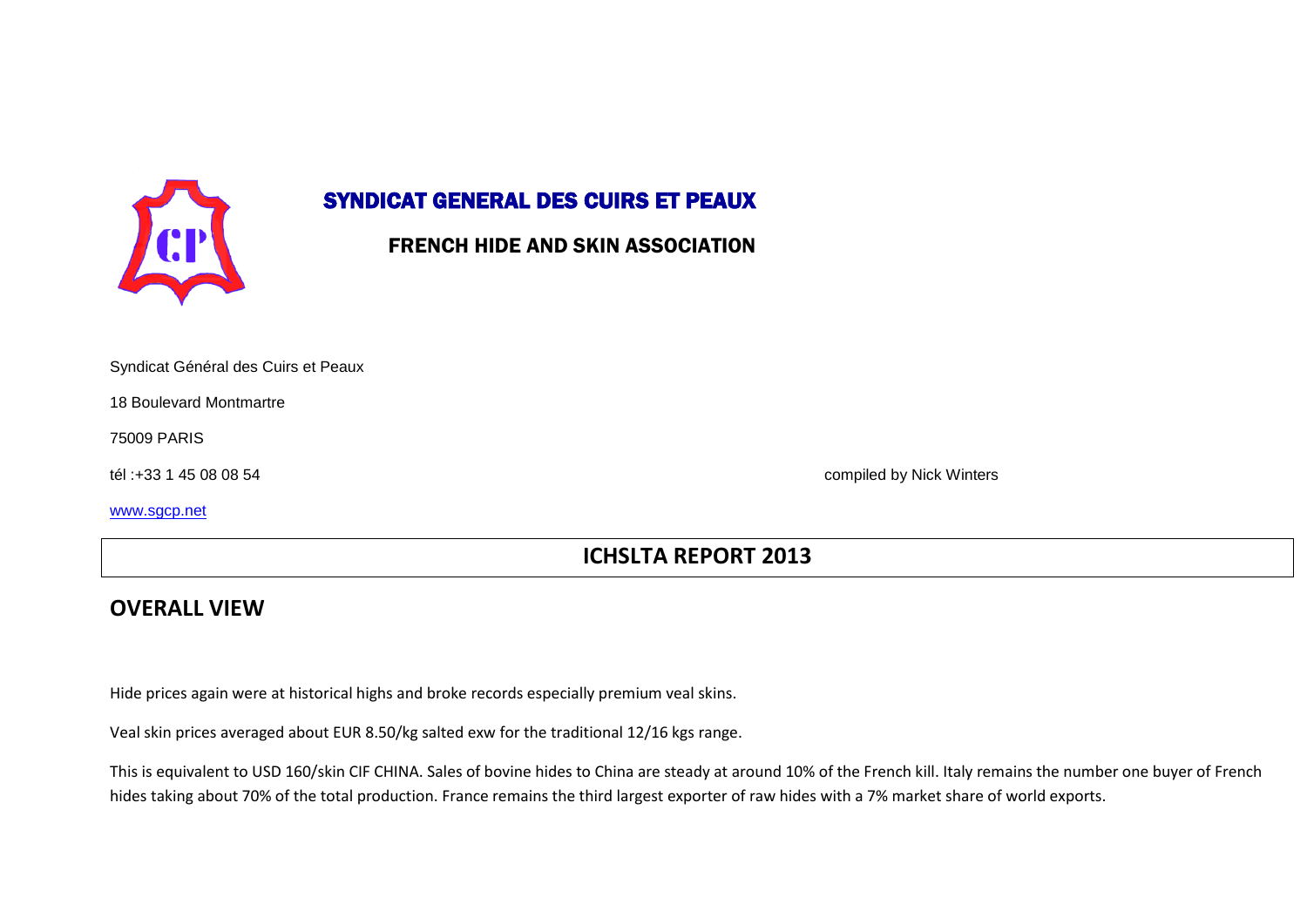# SYNDICAT GENERAL DES CUIRS ET PEAUX

## FRENCH HIDE AND SKIN ASSOCIATION

Syndicat Général des Cuirs et Peaux

18 Boulevard Montmartre

75009 PARIS

tél :+33 1 45 08 08 54

compiled by Nick Winters

www.sgcp.net

# ICHSLTA REPORT 2013

## OVERALL VIEW

Hide prices again were at historical highs and broke records especially premium veal skins.

Veal skin prices averaged about EUR 8.50/kg salted exw for the traditional 12/16 kgs range.

This is equivalent to USD 160/skin CIF CHINA. Sales of bovine hides to China are steady at around 10% of the French kill. Italy remains the number one buyer of French hides taking about 70% of the total production. France remains the third largest exporter of raw hides with a 7% market share of world exports.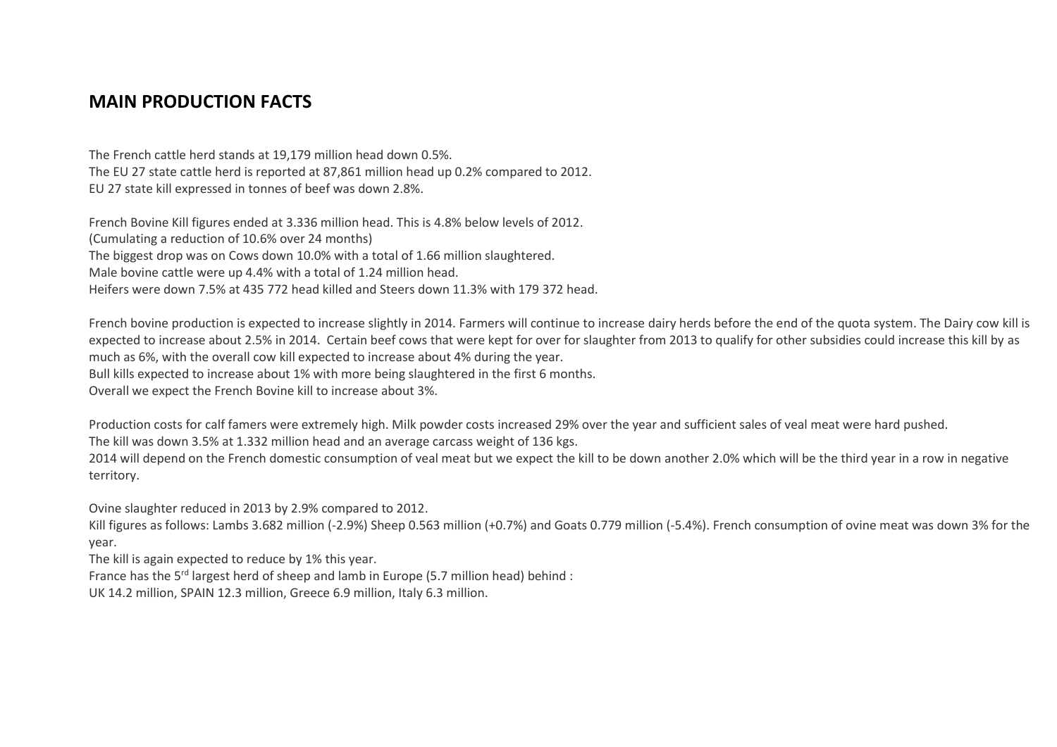## MAIN PRODUCTION FACTS

The French cattle herd stands at 19,179 million head down 0.5%.
The EU 27 state cattle herd is reported at 87,861 million head up 0.2% compared to 2012.
EU 27 state kill expressed in tonnes of beef was down 2.8%.

French Bovine Kill figures ended at 3.336 million head. This is 4.8% below levels of 2012.
(Cumulating a reduction of 10.6% over 24 months)
The biggest drop was on Cows down 10.0% with a total of 1.66 million slaughtered.
Male bovine cattle were up 4.4% with a total of 1.24 million head.
Heifers were down 7.5% at 435 772 head killed and Steers down 11.3% with 179 372 head.

French bovine production is expected to increase slightly in 2014. Farmers will continue to increase dairy herds before the end of the quota system. The Dairy cow kill is expected to increase about 2.5% in 2014. Certain beef cows that were kept for over for slaughter from 2013 to qualify for other subsidies could increase this kill by as much as 6%, with the overall cow kill expected to increase about 4% during the year.
Bull kills expected to increase about 1% with more being slaughtered in the first 6 months.
Overall we expect the French Bovine kill to increase about 3%.

Production costs for calf famers were extremely high. Milk powder costs increased 29% over the year and sufficient sales of veal meat were hard pushed.
The kill was down 3.5% at 1.332 million head and an average carcass weight of 136 kgs.
2014 will depend on the French domestic consumption of veal meat but we expect the kill to be down another 2.0% which will be the third year in a row in negative territory.

Ovine slaughter reduced in 2013 by 2.9% compared to 2012.
Kill figures as follows: Lambs 3.682 million (-2.9%) Sheep 0.563 million (+0.7%) and Goats 0.779 million (-5.4%). French consumption of ovine meat was down 3% for the year.
The kill is again expected to reduce by 1% this year.
France has the 5rd largest herd of sheep and lamb in Europe (5.7 million head) behind :
UK 14.2 million, SPAIN 12.3 million, Greece 6.9 million, Italy 6.3 million.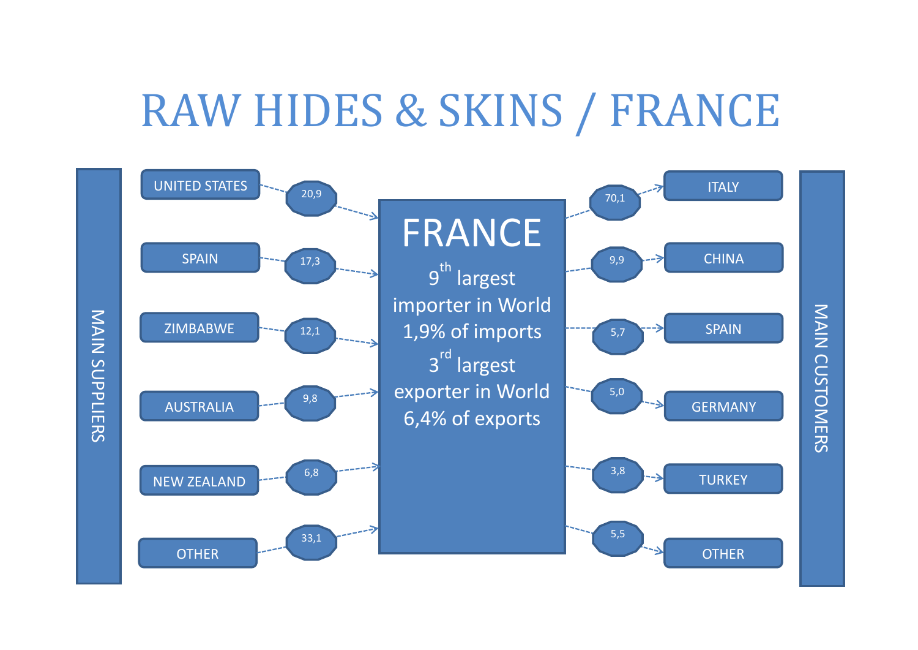# RAW HIDES & SKINS / FRANCE

MAIN SUPPLIERS

UNITED STATES 20,9

SPAIN 17,3

ZIMBABWE 12,1

AUSTRALIA 9,8

NEW ZEALAND 6,8

OTHER 33,1

## FRANCE

9th largest importer in World

1,9% of imports

3rd largest exporter in World

6,4% of exports

MAIN CUSTOMERS

70,1 ITALY

9,9 CHINA

5,7 SPAIN

5,0 GERMANY

3,8 TURKEY

5,5 OTHER